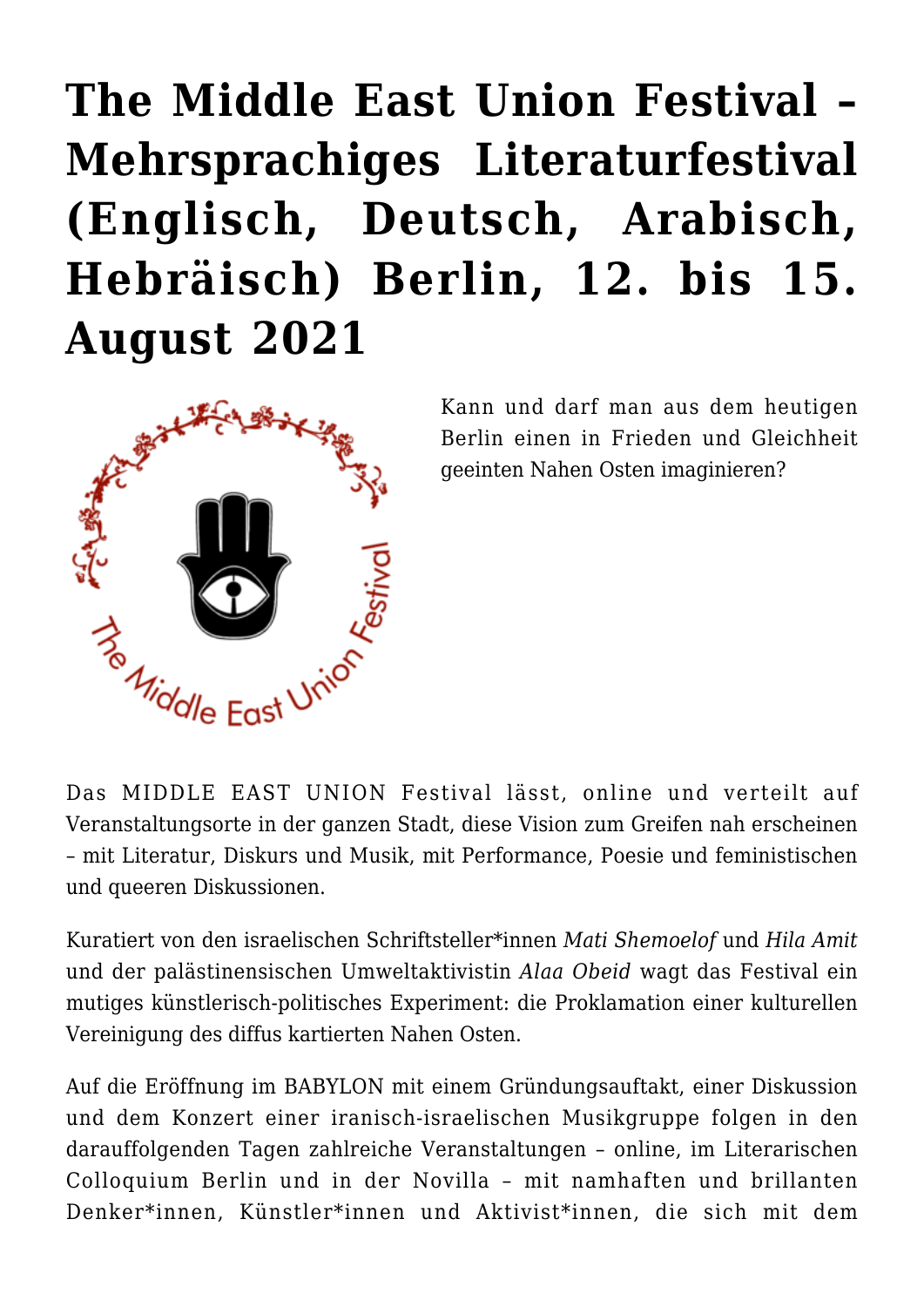# The Middle East Union Festival – Mehrsprachiges Literaturfestival (Englisch, Deutsch, Arabisch, Hebräisch) Berlin, 12. bis 15. August 2021

Kann und darf man aus dem heutigen Berlin einen in Frieden und Gleichheit geeinten Nahen Osten imaginieren?

Das MIDDLE EAST UNION Festival lässt, online und verteilt auf Veranstaltungsorte in der ganzen Stadt, diese Vision zum Greifen nah erscheinen – mit Literatur, Diskurs und Musik, mit Performance, Poesie und feministischen und queeren Diskussionen.

Kuratiert von den israelischen Schriftsteller*innen *Mati Shemoelof* und *Hila Amit* und der palästinensischen Umweltaktivistin *Alaa Obeid* wagt das Festival ein mutiges künstlerisch-politisches Experiment: die Proklamation einer kulturellen Vereinigung des diffus kartierten Nahen Osten.

Auf die Eröffnung im BABYLON mit einem Gründungsauftakt, einer Diskussion und dem Konzert einer iranisch-israelischen Musikgruppe folgen in den darauffolgenden Tagen zahlreiche Veranstaltungen – online, im Literarischen Colloquium Berlin und in der Novilla – mit namhaften und brillanten Denker*innen, Künstler*innen und Aktivist*innen, die sich mit dem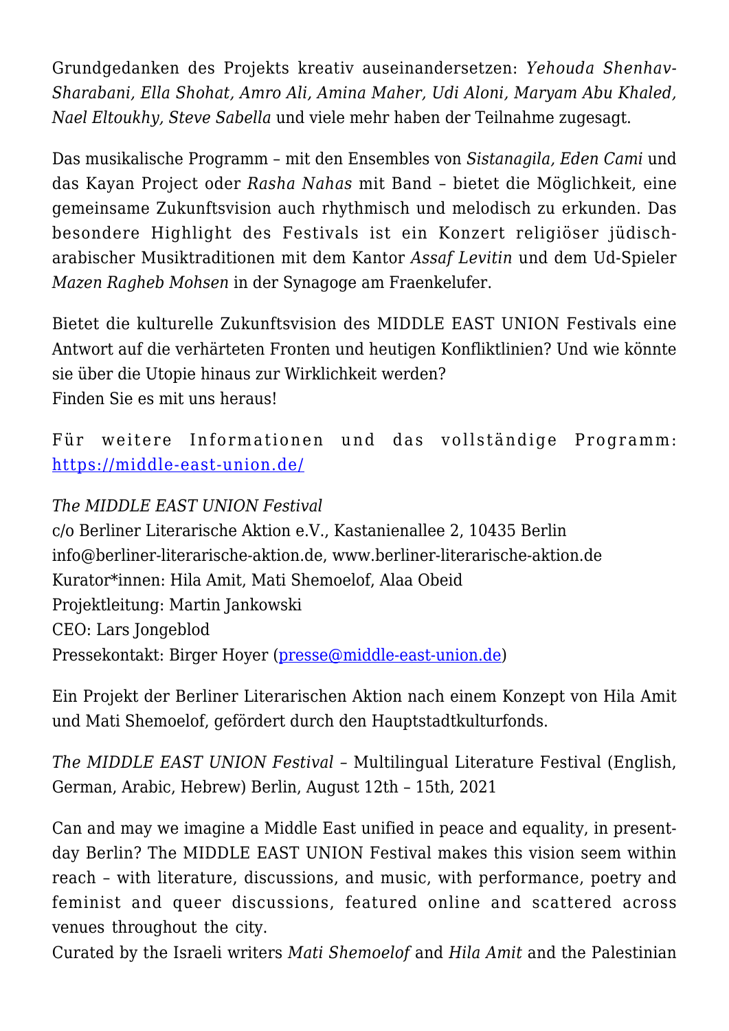Grundgedanken des Projekts kreativ auseinandersetzen: *Yehouda Shenhav-Sharabani, Ella Shohat, Amro Ali, Amina Maher, Udi Aloni, Maryam Abu Khaled, Nael Eltoukhy, Steve Sabella* und viele mehr haben der Teilnahme zugesagt.

Das musikalische Programm – mit den Ensembles von *Sistanagila, Eden Cami* und das Kayan Project oder *Rasha Nahas* mit Band – bietet die Möglichkeit, eine gemeinsame Zukunftsvision auch rhythmisch und melodisch zu erkunden. Das besondere Highlight des Festivals ist ein Konzert religiöser jüdisch-arabischer Musiktraditionen mit dem Kantor *Assaf Levitin* und dem Ud-Spieler *Mazen Ragheb Mohsen* in der Synagoge am Fraenkelufer.

Bietet die kulturelle Zukunftsvision des MIDDLE EAST UNION Festivals eine Antwort auf die verhärteten Fronten und heutigen Konfliktlinien? Und wie könnte sie über die Utopie hinaus zur Wirklichkeit werden?
Finden Sie es mit uns heraus!

Für weitere Informationen und das vollständige Programm: [https://middle-east-union.de/](https://middle-east-union.de/)

*The MIDDLE EAST UNION Festival*
c/o Berliner Literarische Aktion e.V., Kastanienallee 2, 10435 Berlin
info@berliner-literarische-aktion.de, www.berliner-literarische-aktion.de
Kurator*innen: Hila Amit, Mati Shemoelof, Alaa Obeid
Projektleitung: Martin Jankowski
CEO: Lars Jongeblod
Pressekontakt: Birger Hoyer ([presse@middle-east-union.de](mailto:presse@middle-east-union.de))

Ein Projekt der Berliner Literarischen Aktion nach einem Konzept von Hila Amit und Mati Shemoelof, gefördert durch den Hauptstadtkulturfonds.

*The MIDDLE EAST UNION Festival* – Multilingual Literature Festival (English, German, Arabic, Hebrew) Berlin, August 12th – 15th, 2021

Can and may we imagine a Middle East unified in peace and equality, in present-day Berlin? The MIDDLE EAST UNION Festival makes this vision seem within reach – with literature, discussions, and music, with performance, poetry and feminist and queer discussions, featured online and scattered across venues throughout the city.
Curated by the Israeli writers *Mati Shemoelof* and *Hila Amit* and the Palestinian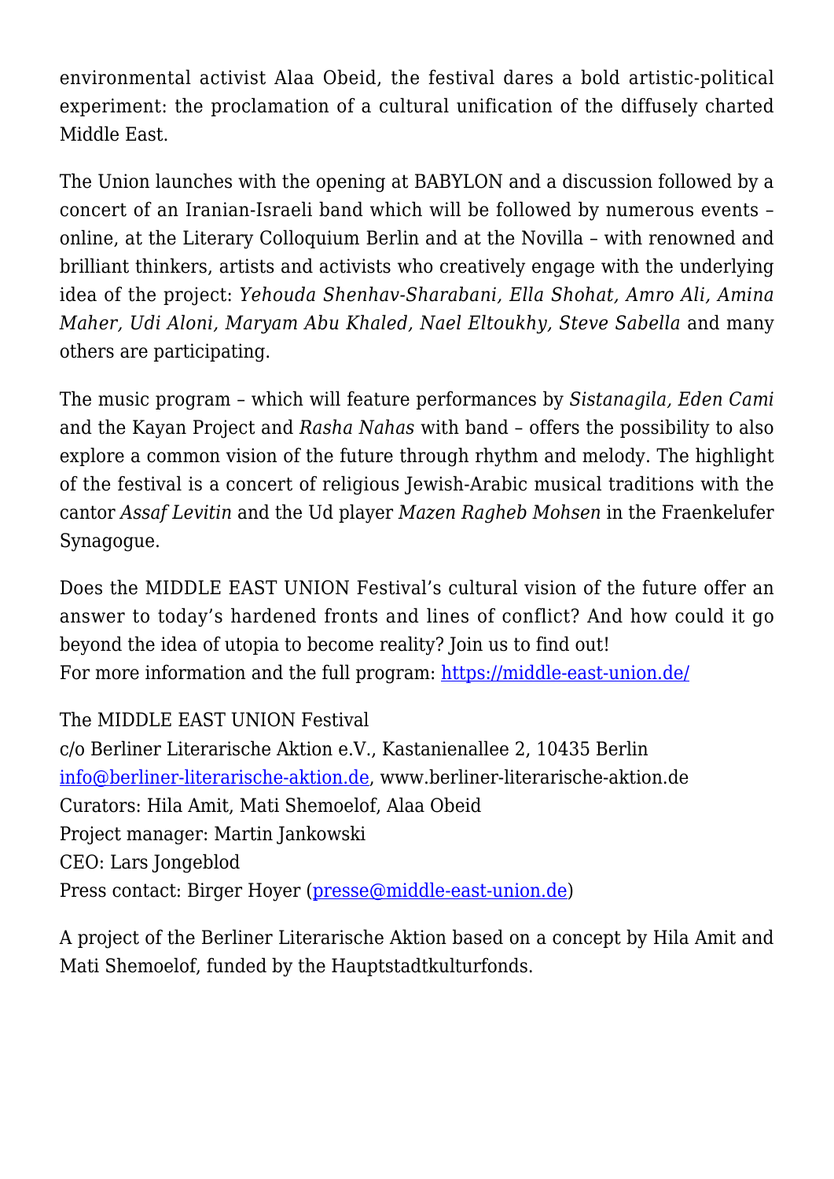environmental activist Alaa Obeid, the festival dares a bold artistic-political experiment: the proclamation of a cultural unification of the diffusely charted Middle East.

The Union launches with the opening at BABYLON and a discussion followed by a concert of an Iranian-Israeli band which will be followed by numerous events – online, at the Literary Colloquium Berlin and at the Novilla – with renowned and brilliant thinkers, artists and activists who creatively engage with the underlying idea of the project: *Yehouda Shenhav-Sharabani, Ella Shohat, Amro Ali, Amina Maher, Udi Aloni, Maryam Abu Khaled, Nael Eltoukhy, Steve Sabella* and many others are participating.

The music program – which will feature performances by *Sistanagila, Eden Cami* and the Kayan Project and *Rasha Nahas* with band – offers the possibility to also explore a common vision of the future through rhythm and melody. The highlight of the festival is a concert of religious Jewish-Arabic musical traditions with the cantor *Assaf Levitin* and the Ud player *Mazen Ragheb Mohsen* in the Fraenkelufer Synagogue.

Does the MIDDLE EAST UNION Festival's cultural vision of the future offer an answer to today's hardened fronts and lines of conflict? And how could it go beyond the idea of utopia to become reality? Join us to find out!
For more information and the full program: [https://middle-east-union.de/](https://middle-east-union.de/)

The MIDDLE EAST UNION Festival
c/o Berliner Literarische Aktion e.V., Kastanienallee 2, 10435 Berlin
[info@berliner-literarische-aktion.de](mailto:info@berliner-literarische-aktion.de), www.berliner-literarische-aktion.de
Curators: Hila Amit, Mati Shemoelof, Alaa Obeid
Project manager: Martin Jankowski
CEO: Lars Jongeblod
Press contact: Birger Hoyer ([presse@middle-east-union.de](mailto:presse@middle-east-union.de))

A project of the Berliner Literarische Aktion based on a concept by Hila Amit and Mati Shemoelof, funded by the Hauptstadtkulturfonds.